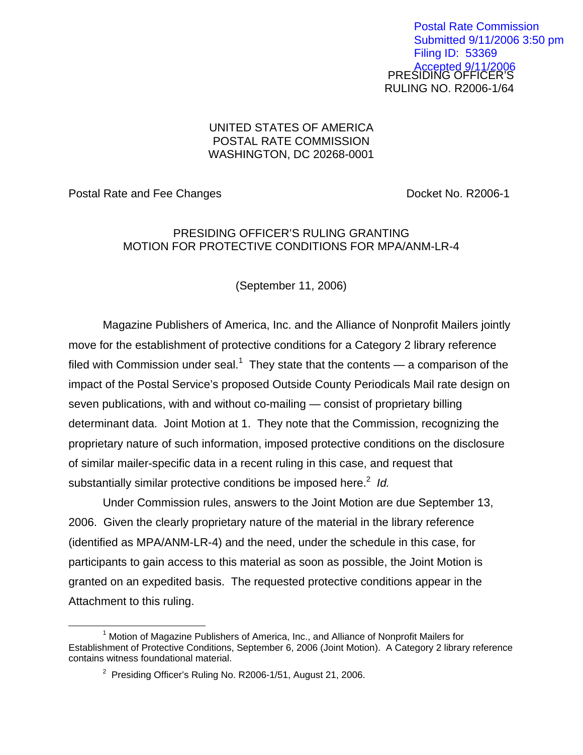Postal Rate Commission
Submitted 9/11/2006 3:50 pm
Filing ID: 53369
Accepted 9/11/2006

PRESIDING OFFICER'S
RULING NO. R2006-1/64

UNITED STATES OF AMERICA
POSTAL RATE COMMISSION
WASHINGTON, DC 20268-0001

Postal Rate and Fee Changes  Docket No. R2006-1

PRESIDING OFFICER'S RULING GRANTING
MOTION FOR PROTECTIVE CONDITIONS FOR MPA/ANM-LR-4

(September 11, 2006)

Magazine Publishers of America, Inc. and the Alliance of Nonprofit Mailers jointly move for the establishment of protective conditions for a Category 2 library reference filed with Commission under seal.[1] They state that the contents — a comparison of the impact of the Postal Service's proposed Outside County Periodicals Mail rate design on seven publications, with and without co-mailing — consist of proprietary billing determinant data. Joint Motion at 1. They note that the Commission, recognizing the proprietary nature of such information, imposed protective conditions on the disclosure of similar mailer-specific data in a recent ruling in this case, and request that substantially similar protective conditions be imposed here.[2] *Id.*

Under Commission rules, answers to the Joint Motion are due September 13, 2006. Given the clearly proprietary nature of the material in the library reference (identified as MPA/ANM-LR-4) and the need, under the schedule in this case, for participants to gain access to this material as soon as possible, the Joint Motion is granted on an expedited basis. The requested protective conditions appear in the Attachment to this ruling.

[1] Motion of Magazine Publishers of America, Inc., and Alliance of Nonprofit Mailers for Establishment of Protective Conditions, September 6, 2006 (Joint Motion). A Category 2 library reference contains witness foundational material.

[2] Presiding Officer's Ruling No. R2006-1/51, August 21, 2006.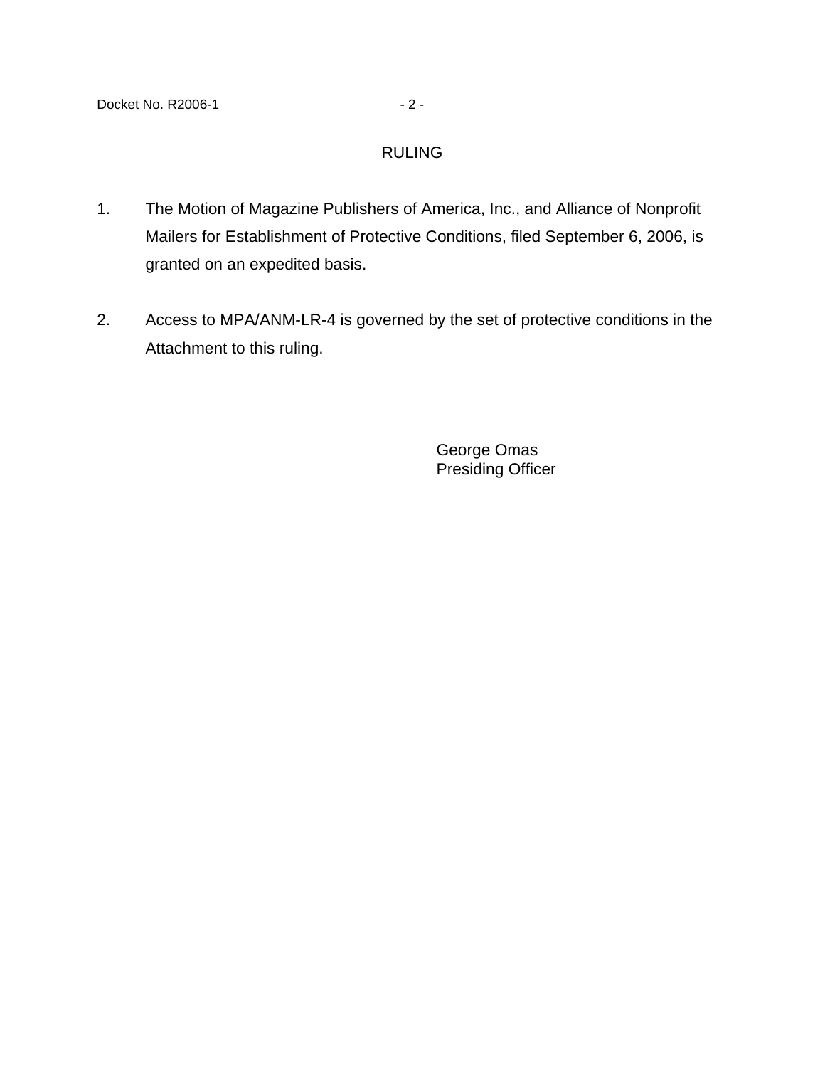## RULING

1. The Motion of Magazine Publishers of America, Inc., and Alliance of Nonprofit Mailers for Establishment of Protective Conditions, filed September 6, 2006, is granted on an expedited basis.

2. Access to MPA/ANM-LR-4 is governed by the set of protective conditions in the Attachment to this ruling.

George Omas
Presiding Officer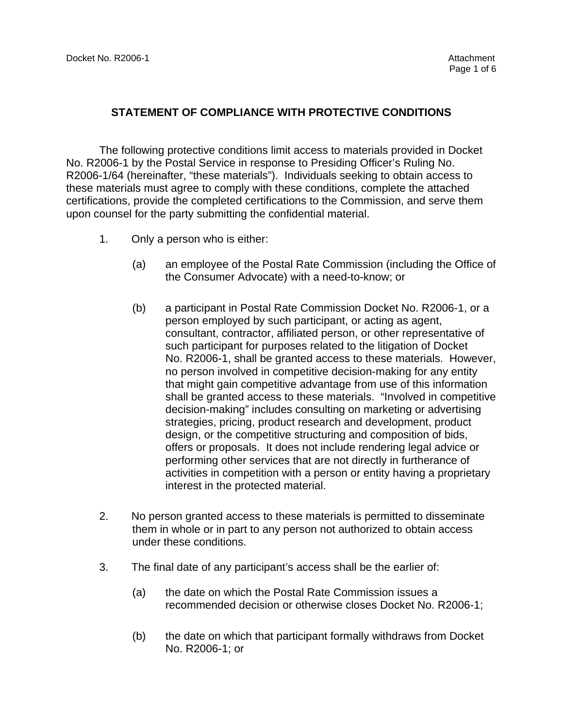## STATEMENT OF COMPLIANCE WITH PROTECTIVE CONDITIONS

The following protective conditions limit access to materials provided in Docket No. R2006-1 by the Postal Service in response to Presiding Officer's Ruling No. R2006-1/64 (hereinafter, "these materials"). Individuals seeking to obtain access to these materials must agree to comply with these conditions, complete the attached certifications, provide the completed certifications to the Commission, and serve them upon counsel for the party submitting the confidential material.

1. Only a person who is either:

   (a) an employee of the Postal Rate Commission (including the Office of the Consumer Advocate) with a need-to-know; or

   (b) a participant in Postal Rate Commission Docket No. R2006-1, or a person employed by such participant, or acting as agent, consultant, contractor, affiliated person, or other representative of such participant for purposes related to the litigation of Docket No. R2006-1, shall be granted access to these materials. However, no person involved in competitive decision-making for any entity that might gain competitive advantage from use of this information shall be granted access to these materials. "Involved in competitive decision-making" includes consulting on marketing or advertising strategies, pricing, product research and development, product design, or the competitive structuring and composition of bids, offers or proposals. It does not include rendering legal advice or performing other services that are not directly in furtherance of activities in competition with a person or entity having a proprietary interest in the protected material.

2. No person granted access to these materials is permitted to disseminate them in whole or in part to any person not authorized to obtain access under these conditions.

3. The final date of any participant's access shall be the earlier of:

   (a) the date on which the Postal Rate Commission issues a recommended decision or otherwise closes Docket No. R2006-1;

   (b) the date on which that participant formally withdraws from Docket No. R2006-1; or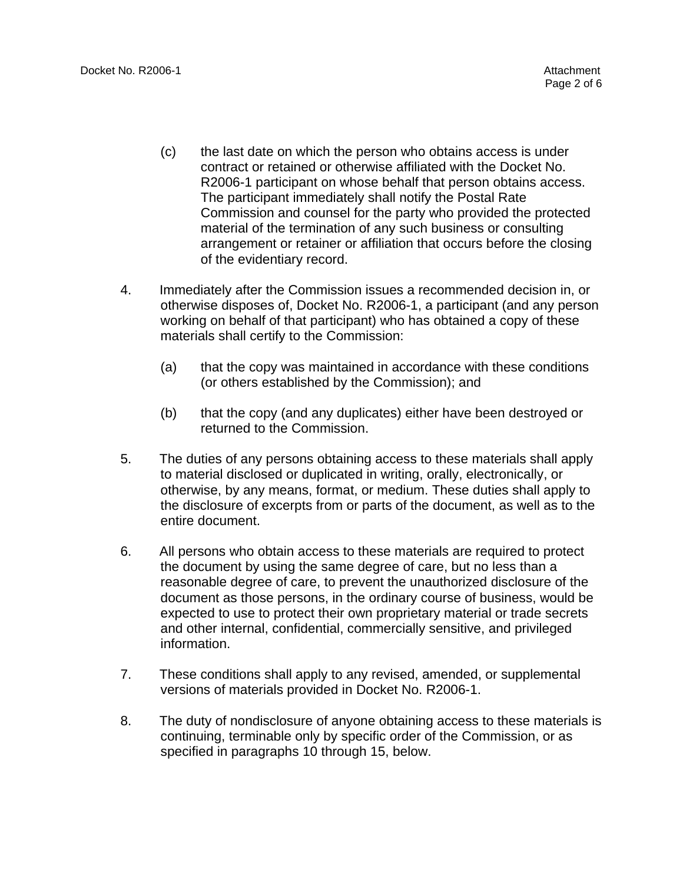(c) the last date on which the person who obtains access is under contract or retained or otherwise affiliated with the Docket No. R2006-1 participant on whose behalf that person obtains access. The participant immediately shall notify the Postal Rate Commission and counsel for the party who provided the protected material of the termination of any such business or consulting arrangement or retainer or affiliation that occurs before the closing of the evidentiary record.

4. Immediately after the Commission issues a recommended decision in, or otherwise disposes of, Docket No. R2006-1, a participant (and any person working on behalf of that participant) who has obtained a copy of these materials shall certify to the Commission:

   (a) that the copy was maintained in accordance with these conditions (or others established by the Commission); and

   (b) that the copy (and any duplicates) either have been destroyed or returned to the Commission.

5. The duties of any persons obtaining access to these materials shall apply to material disclosed or duplicated in writing, orally, electronically, or otherwise, by any means, format, or medium. These duties shall apply to the disclosure of excerpts from or parts of the document, as well as to the entire document.

6. All persons who obtain access to these materials are required to protect the document by using the same degree of care, but no less than a reasonable degree of care, to prevent the unauthorized disclosure of the document as those persons, in the ordinary course of business, would be expected to use to protect their own proprietary material or trade secrets and other internal, confidential, commercially sensitive, and privileged information.

7. These conditions shall apply to any revised, amended, or supplemental versions of materials provided in Docket No. R2006-1.

8. The duty of nondisclosure of anyone obtaining access to these materials is continuing, terminable only by specific order of the Commission, or as specified in paragraphs 10 through 15, below.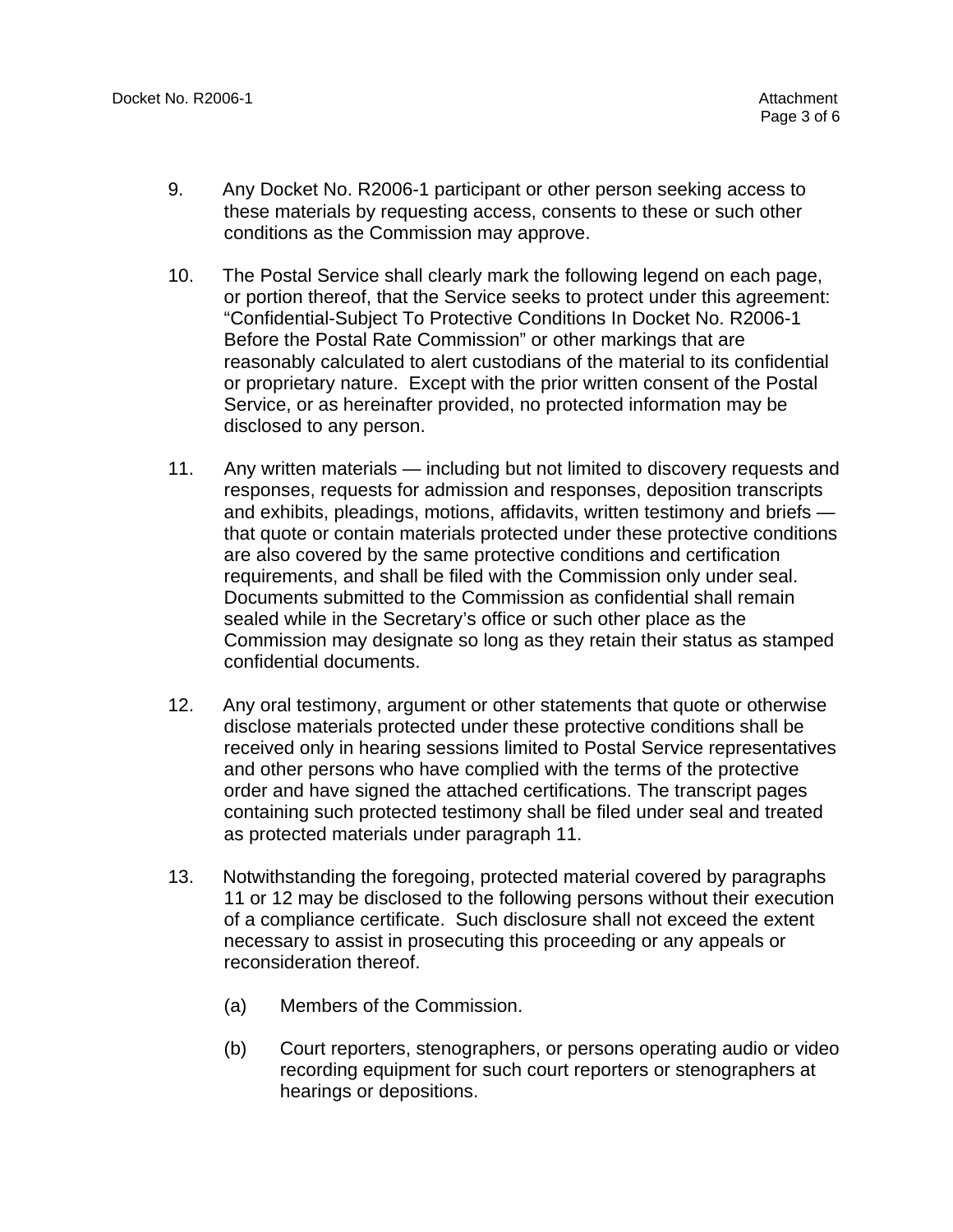9. Any Docket No. R2006-1 participant or other person seeking access to these materials by requesting access, consents to these or such other conditions as the Commission may approve.

10. The Postal Service shall clearly mark the following legend on each page, or portion thereof, that the Service seeks to protect under this agreement: "Confidential-Subject To Protective Conditions In Docket No. R2006-1 Before the Postal Rate Commission" or other markings that are reasonably calculated to alert custodians of the material to its confidential or proprietary nature. Except with the prior written consent of the Postal Service, or as hereinafter provided, no protected information may be disclosed to any person.

11. Any written materials — including but not limited to discovery requests and responses, requests for admission and responses, deposition transcripts and exhibits, pleadings, motions, affidavits, written testimony and briefs — that quote or contain materials protected under these protective conditions are also covered by the same protective conditions and certification requirements, and shall be filed with the Commission only under seal. Documents submitted to the Commission as confidential shall remain sealed while in the Secretary's office or such other place as the Commission may designate so long as they retain their status as stamped confidential documents.

12. Any oral testimony, argument or other statements that quote or otherwise disclose materials protected under these protective conditions shall be received only in hearing sessions limited to Postal Service representatives and other persons who have complied with the terms of the protective order and have signed the attached certifications. The transcript pages containing such protected testimony shall be filed under seal and treated as protected materials under paragraph 11.

13. Notwithstanding the foregoing, protected material covered by paragraphs 11 or 12 may be disclosed to the following persons without their execution of a compliance certificate. Such disclosure shall not exceed the extent necessary to assist in prosecuting this proceeding or any appeals or reconsideration thereof.

    (a) Members of the Commission.

    (b) Court reporters, stenographers, or persons operating audio or video recording equipment for such court reporters or stenographers at hearings or depositions.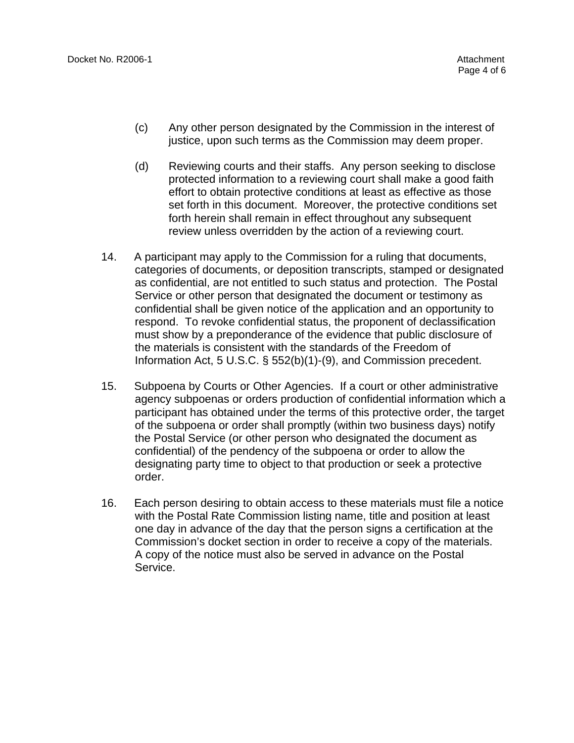(c) Any other person designated by the Commission in the interest of justice, upon such terms as the Commission may deem proper.

(d) Reviewing courts and their staffs. Any person seeking to disclose protected information to a reviewing court shall make a good faith effort to obtain protective conditions at least as effective as those set forth in this document. Moreover, the protective conditions set forth herein shall remain in effect throughout any subsequent review unless overridden by the action of a reviewing court.

14. A participant may apply to the Commission for a ruling that documents, categories of documents, or deposition transcripts, stamped or designated as confidential, are not entitled to such status and protection. The Postal Service or other person that designated the document or testimony as confidential shall be given notice of the application and an opportunity to respond. To revoke confidential status, the proponent of declassification must show by a preponderance of the evidence that public disclosure of the materials is consistent with the standards of the Freedom of Information Act, 5 U.S.C. § 552(b)(1)-(9), and Commission precedent.

15. Subpoena by Courts or Other Agencies. If a court or other administrative agency subpoenas or orders production of confidential information which a participant has obtained under the terms of this protective order, the target of the subpoena or order shall promptly (within two business days) notify the Postal Service (or other person who designated the document as confidential) of the pendency of the subpoena or order to allow the designating party time to object to that production or seek a protective order.

16. Each person desiring to obtain access to these materials must file a notice with the Postal Rate Commission listing name, title and position at least one day in advance of the day that the person signs a certification at the Commission's docket section in order to receive a copy of the materials. A copy of the notice must also be served in advance on the Postal Service.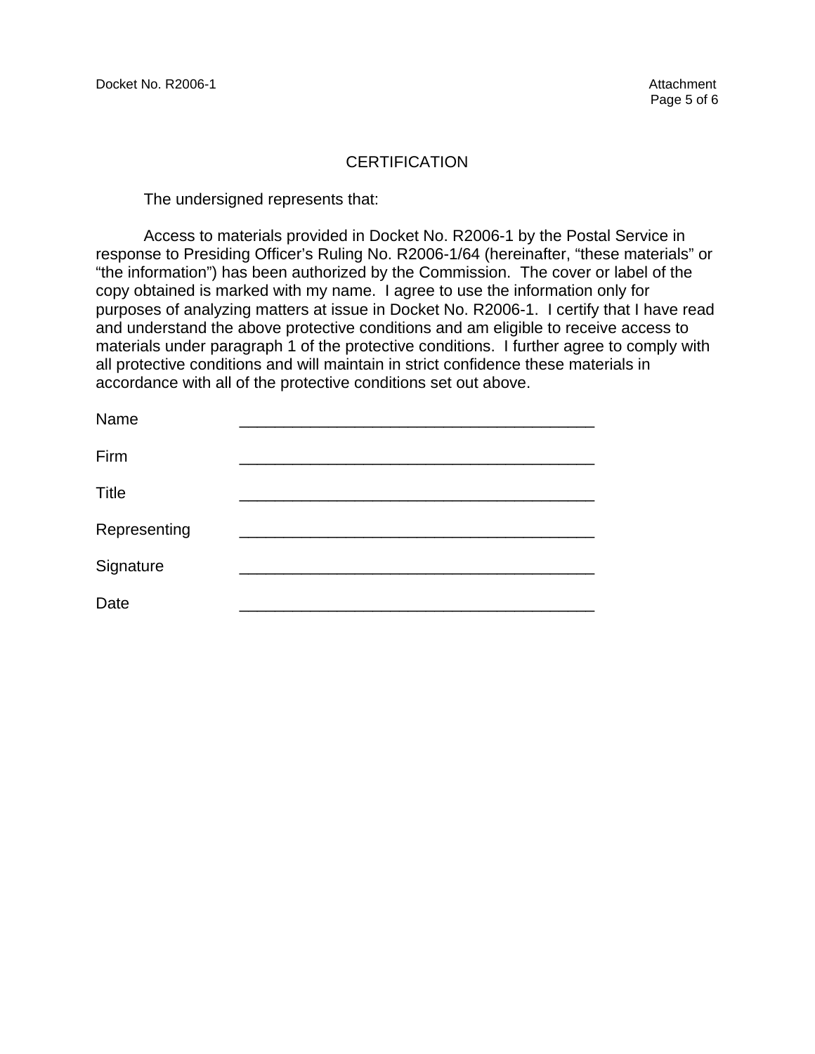# CERTIFICATION

The undersigned represents that:

Access to materials provided in Docket No. R2006-1 by the Postal Service in response to Presiding Officer's Ruling No. R2006-1/64 (hereinafter, "these materials" or "the information") has been authorized by the Commission. The cover or label of the copy obtained is marked with my name. I agree to use the information only for purposes of analyzing matters at issue in Docket No. R2006-1. I certify that I have read and understand the above protective conditions and am eligible to receive access to materials under paragraph 1 of the protective conditions. I further agree to comply with all protective conditions and will maintain in strict confidence these materials in accordance with all of the protective conditions set out above.

Name ________________________________________

Firm ________________________________________

Title ________________________________________

Representing ________________________________________

Signature ________________________________________

Date ________________________________________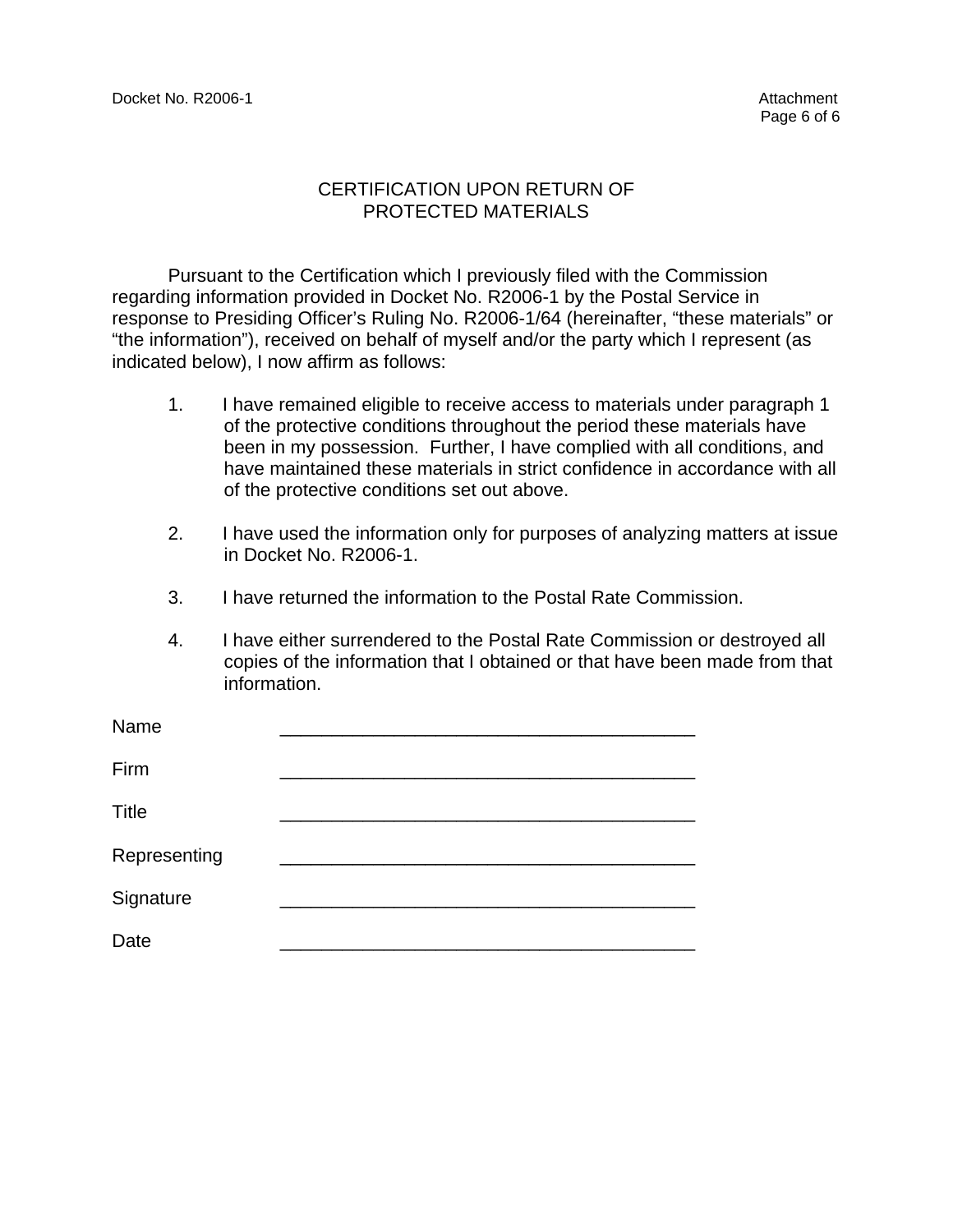# CERTIFICATION UPON RETURN OF PROTECTED MATERIALS

Pursuant to the Certification which I previously filed with the Commission regarding information provided in Docket No. R2006-1 by the Postal Service in response to Presiding Officer's Ruling No. R2006-1/64 (hereinafter, "these materials" or "the information"), received on behalf of myself and/or the party which I represent (as indicated below), I now affirm as follows:

1. I have remained eligible to receive access to materials under paragraph 1 of the protective conditions throughout the period these materials have been in my possession. Further, I have complied with all conditions, and have maintained these materials in strict confidence in accordance with all of the protective conditions set out above.

2. I have used the information only for purposes of analyzing matters at issue in Docket No. R2006-1.

3. I have returned the information to the Postal Rate Commission.

4. I have either surrendered to the Postal Rate Commission or destroyed all copies of the information that I obtained or that have been made from that information.

Name ________________________________________

Firm ________________________________________

Title ________________________________________

Representing ________________________________________

Signature ________________________________________

Date ________________________________________